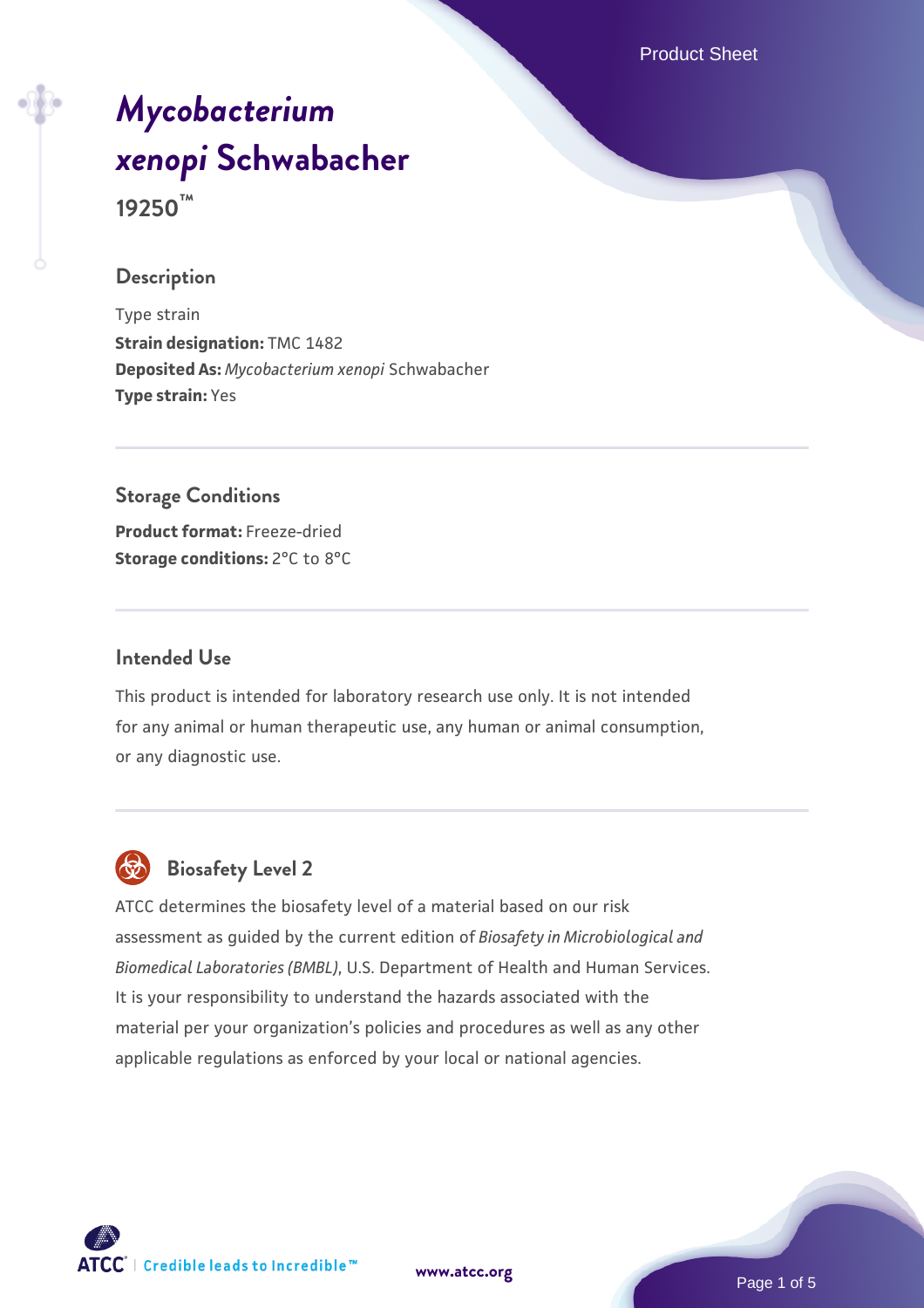# *Mycobacterium xenopi* Schwabacher

**19250™**

## Description

Type strain
**Strain designation:** TMC 1482
**Deposited As:** *Mycobacterium xenopi* Schwabacher
**Type strain:** Yes

## Storage Conditions

**Product format:** Freeze-dried
**Storage conditions:** 2°C to 8°C

## Intended Use

This product is intended for laboratory research use only. It is not intended for any animal or human therapeutic use, any human or animal consumption, or any diagnostic use.

## Biosafety Level 2

ATCC determines the biosafety level of a material based on our risk assessment as guided by the current edition of *Biosafety in Microbiological and Biomedical Laboratories (BMBL)*, U.S. Department of Health and Human Services. It is your responsibility to understand the hazards associated with the material per your organization's policies and procedures as well as any other applicable regulations as enforced by your local or national agencies.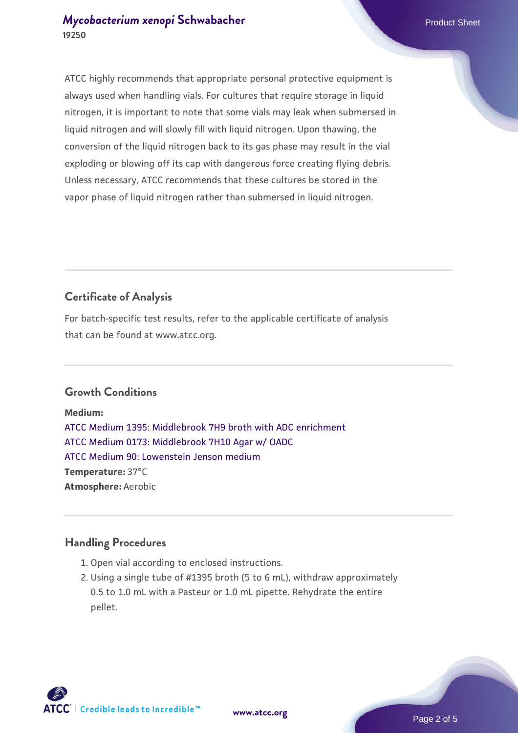ATCC highly recommends that appropriate personal protective equipment is always used when handling vials. For cultures that require storage in liquid nitrogen, it is important to note that some vials may leak when submersed in liquid nitrogen and will slowly fill with liquid nitrogen. Upon thawing, the conversion of the liquid nitrogen back to its gas phase may result in the vial exploding or blowing off its cap with dangerous force creating flying debris. Unless necessary, ATCC recommends that these cultures be stored in the vapor phase of liquid nitrogen rather than submersed in liquid nitrogen.

## Certificate of Analysis

For batch-specific test results, refer to the applicable certificate of analysis that can be found at www.atcc.org.

## Growth Conditions

**Medium:**
ATCC Medium 1395: Middlebrook 7H9 broth with ADC enrichment
ATCC Medium 0173: Middlebrook 7H10 Agar w/ OADC
ATCC Medium 90: Lowenstein Jenson medium
**Temperature:** 37°C
**Atmosphere:** Aerobic

## Handling Procedures

1. Open vial according to enclosed instructions.
2. Using a single tube of #1395 broth (5 to 6 mL), withdraw approximately 0.5 to 1.0 mL with a Pasteur or 1.0 mL pipette. Rehydrate the entire pellet.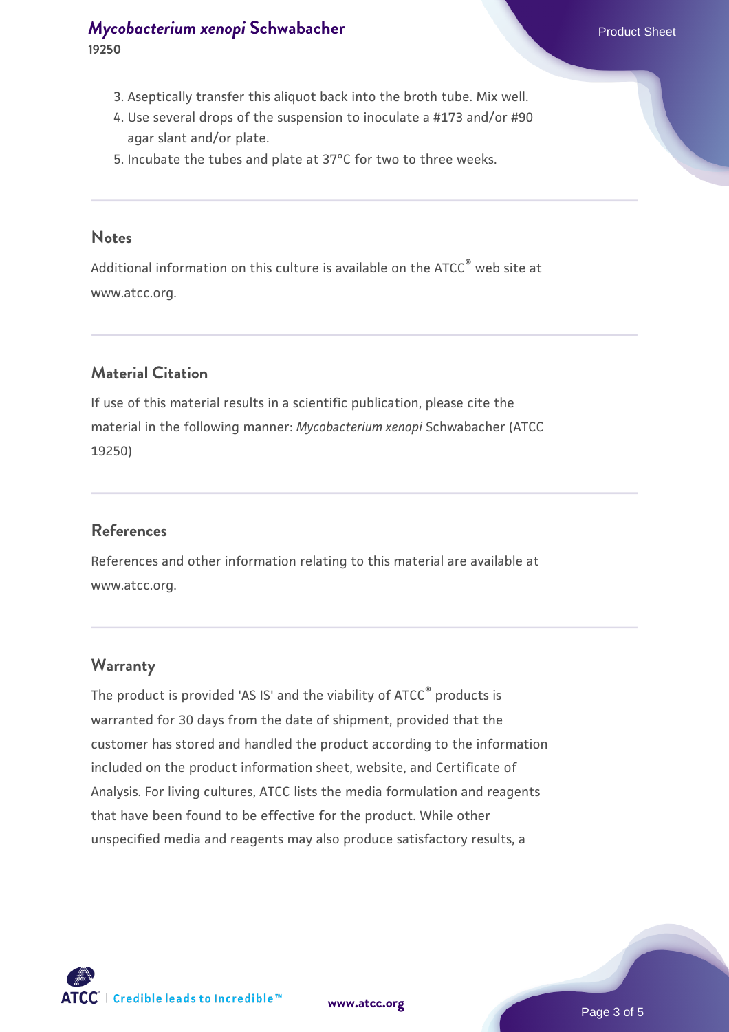3. Aseptically transfer this aliquot back into the broth tube. Mix well.
4. Use several drops of the suspension to inoculate a #173 and/or #90 agar slant and/or plate.
5. Incubate the tubes and plate at 37°C for two to three weeks.

## Notes

Additional information on this culture is available on the ATCC® web site at www.atcc.org.

## Material Citation

If use of this material results in a scientific publication, please cite the material in the following manner: *Mycobacterium xenopi* Schwabacher (ATCC 19250)

## References

References and other information relating to this material are available at www.atcc.org.

## Warranty

The product is provided 'AS IS' and the viability of ATCC® products is warranted for 30 days from the date of shipment, provided that the customer has stored and handled the product according to the information included on the product information sheet, website, and Certificate of Analysis. For living cultures, ATCC lists the media formulation and reagents that have been found to be effective for the product. While other unspecified media and reagents may also produce satisfactory results, a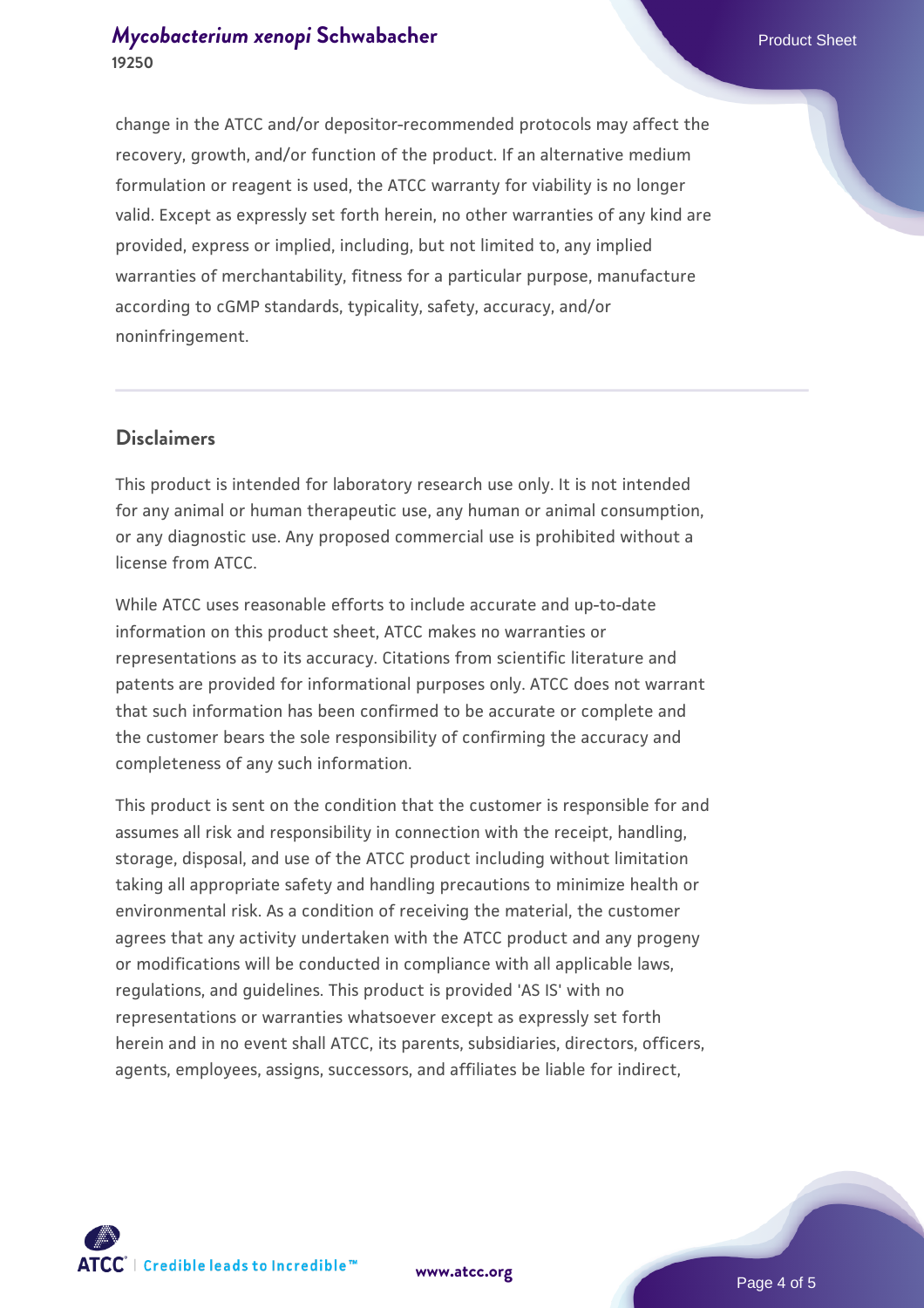change in the ATCC and/or depositor-recommended protocols may affect the recovery, growth, and/or function of the product. If an alternative medium formulation or reagent is used, the ATCC warranty for viability is no longer valid. Except as expressly set forth herein, no other warranties of any kind are provided, express or implied, including, but not limited to, any implied warranties of merchantability, fitness for a particular purpose, manufacture according to cGMP standards, typicality, safety, accuracy, and/or noninfringement.

## Disclaimers

This product is intended for laboratory research use only. It is not intended for any animal or human therapeutic use, any human or animal consumption, or any diagnostic use. Any proposed commercial use is prohibited without a license from ATCC.

While ATCC uses reasonable efforts to include accurate and up-to-date information on this product sheet, ATCC makes no warranties or representations as to its accuracy. Citations from scientific literature and patents are provided for informational purposes only. ATCC does not warrant that such information has been confirmed to be accurate or complete and the customer bears the sole responsibility of confirming the accuracy and completeness of any such information.

This product is sent on the condition that the customer is responsible for and assumes all risk and responsibility in connection with the receipt, handling, storage, disposal, and use of the ATCC product including without limitation taking all appropriate safety and handling precautions to minimize health or environmental risk. As a condition of receiving the material, the customer agrees that any activity undertaken with the ATCC product and any progeny or modifications will be conducted in compliance with all applicable laws, regulations, and guidelines. This product is provided 'AS IS' with no representations or warranties whatsoever except as expressly set forth herein and in no event shall ATCC, its parents, subsidiaries, directors, officers, agents, employees, assigns, successors, and affiliates be liable for indirect,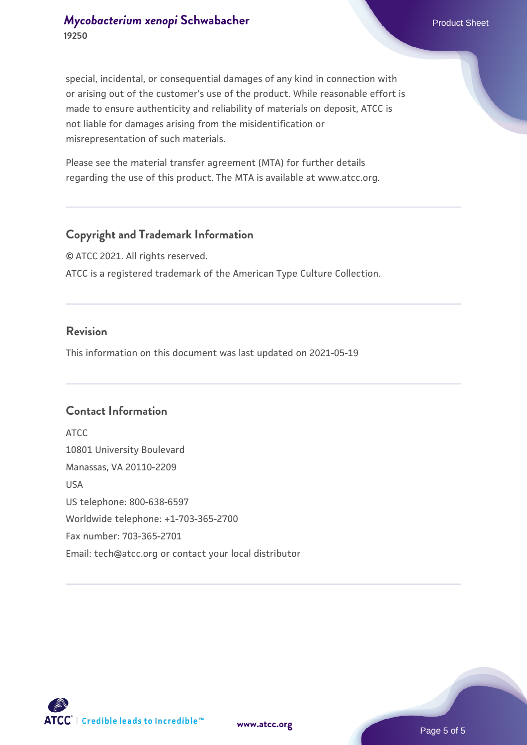special, incidental, or consequential damages of any kind in connection with or arising out of the customer's use of the product. While reasonable effort is made to ensure authenticity and reliability of materials on deposit, ATCC is not liable for damages arising from the misidentification or misrepresentation of such materials.

Please see the material transfer agreement (MTA) for further details regarding the use of this product. The MTA is available at www.atcc.org.

## Copyright and Trademark Information

© ATCC 2021. All rights reserved.

ATCC is a registered trademark of the American Type Culture Collection.

## Revision

This information on this document was last updated on 2021-05-19

## Contact Information

ATCC
10801 University Boulevard
Manassas, VA 20110-2209
USA
US telephone: 800-638-6597
Worldwide telephone: +1-703-365-2700
Fax number: 703-365-2701
Email: tech@atcc.org or contact your local distributor